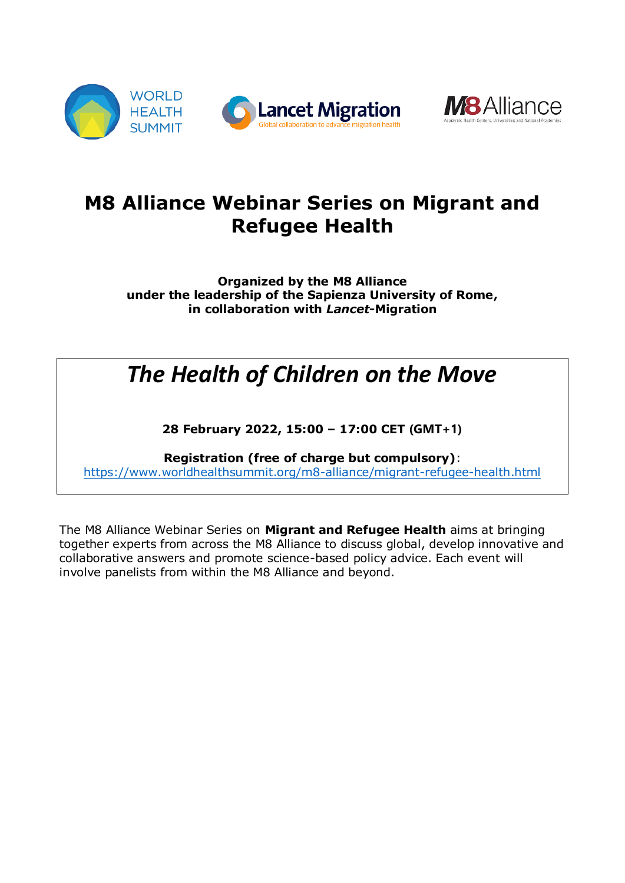# M8 Alliance Webinar Series on Migrant and Refugee Health

**Organized by the M8 Alliance under the leadership of the Sapienza University of Rome, in collaboration with *Lancet*-Migration**

## *The Health of Children on the Move*

**28 February 2022, 15:00 – 17:00 CET (GMT+1)**

**Registration (free of charge but compulsory)**: https://www.worldhealthsummit.org/m8-alliance/migrant-refugee-health.html

The M8 Alliance Webinar Series on **Migrant and Refugee Health** aims at bringing together experts from across the M8 Alliance to discuss global, develop innovative and collaborative answers and promote science-based policy advice. Each event will involve panelists from within the M8 Alliance and beyond.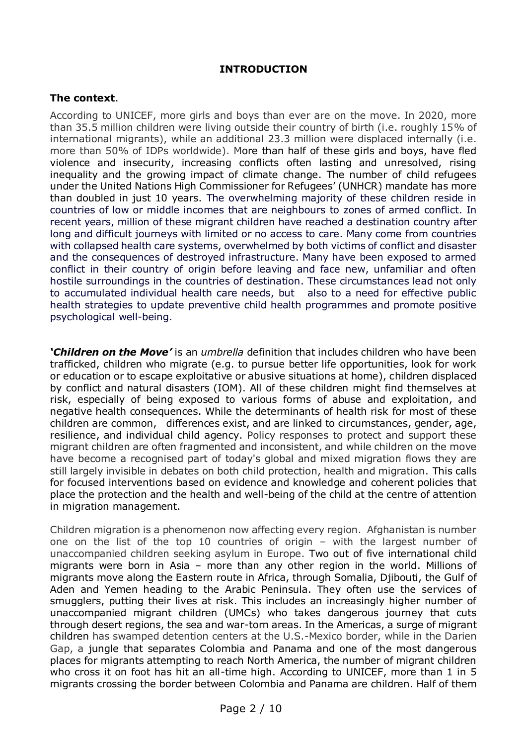# INTRODUCTION

**The context**.

According to UNICEF, more girls and boys than ever are on the move. In 2020, more than 35.5 million children were living outside their country of birth (i.e. roughly 15% of international migrants), while an additional 23.3 million were displaced internally (i.e. more than 50% of IDPs worldwide). More than half of these girls and boys, have fled violence and insecurity, increasing conflicts often lasting and unresolved, rising inequality and the growing impact of climate change. The number of child refugees under the United Nations High Commissioner for Refugees' (UNHCR) mandate has more than doubled in just 10 years. The overwhelming majority of these children reside in countries of low or middle incomes that are neighbours to zones of armed conflict. In recent years, million of these migrant children have reached a destination country after long and difficult journeys with limited or no access to care. Many come from countries with collapsed health care systems, overwhelmed by both victims of conflict and disaster and the consequences of destroyed infrastructure. Many have been exposed to armed conflict in their country of origin before leaving and face new, unfamiliar and often hostile surroundings in the countries of destination. These circumstances lead not only to accumulated individual health care needs, but also to a need for effective public health strategies to update preventive child health programmes and promote positive psychological well-being.

***'Children on the Move'*** is an *umbrella* definition that includes children who have been trafficked, children who migrate (e.g. to pursue better life opportunities, look for work or education or to escape exploitative or abusive situations at home), children displaced by conflict and natural disasters (IOM). All of these children might find themselves at risk, especially of being exposed to various forms of abuse and exploitation, and negative health consequences. While the determinants of health risk for most of these children are common, differences exist, and are linked to circumstances, gender, age, resilience, and individual child agency. Policy responses to protect and support these migrant children are often fragmented and inconsistent, and while children on the move have become a recognised part of today's global and mixed migration flows they are still largely invisible in debates on both child protection, health and migration. This calls for focused interventions based on evidence and knowledge and coherent policies that place the protection and the health and well-being of the child at the centre of attention in migration management.

Children migration is a phenomenon now affecting every region. Afghanistan is number one on the list of the top 10 countries of origin – with the largest number of unaccompanied children seeking asylum in Europe. Two out of five international child migrants were born in Asia – more than any other region in the world. Millions of migrants move along the Eastern route in Africa, through Somalia, Djibouti, the Gulf of Aden and Yemen heading to the Arabic Peninsula. They often use the services of smugglers, putting their lives at risk. This includes an increasingly higher number of unaccompanied migrant children (UMCs) who takes dangerous journey that cuts through desert regions, the sea and war-torn areas. In the Americas, a surge of migrant children has swamped detention centers at the U.S.-Mexico border, while in the Darien Gap, a jungle that separates Colombia and Panama and one of the most dangerous places for migrants attempting to reach North America, the number of migrant children who cross it on foot has hit an all-time high. According to UNICEF, more than 1 in 5 migrants crossing the border between Colombia and Panama are children. Half of them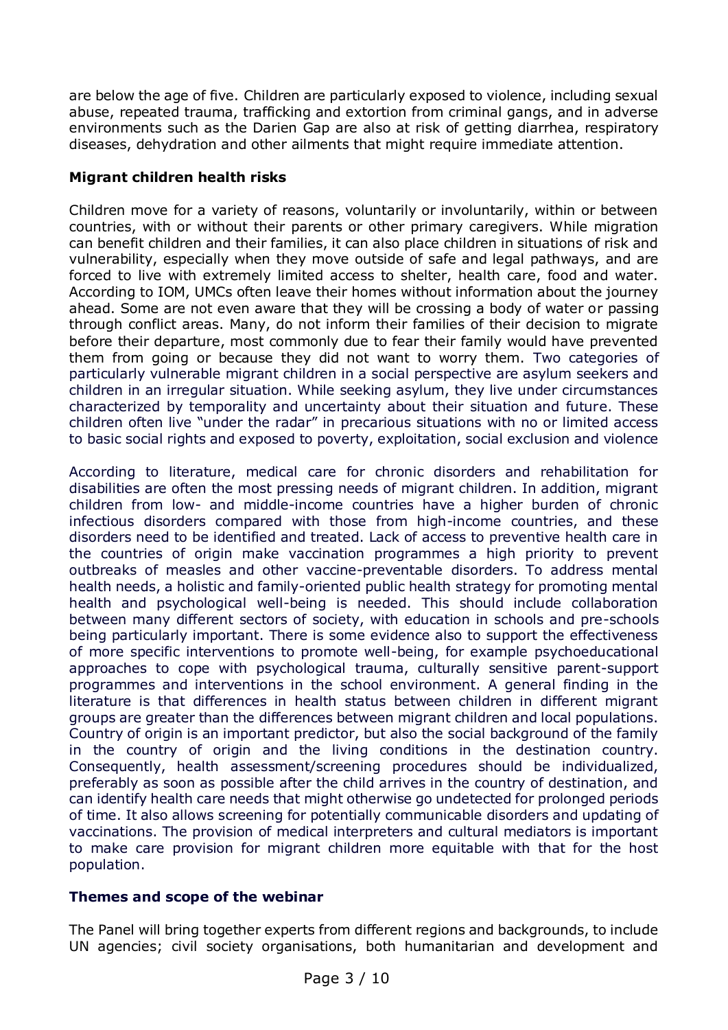are below the age of five. Children are particularly exposed to violence, including sexual abuse, repeated trauma, trafficking and extortion from criminal gangs, and in adverse environments such as the Darien Gap are also at risk of getting diarrhea, respiratory diseases, dehydration and other ailments that might require immediate attention.

**Migrant children health risks**

Children move for a variety of reasons, voluntarily or involuntarily, within or between countries, with or without their parents or other primary caregivers. While migration can benefit children and their families, it can also place children in situations of risk and vulnerability, especially when they move outside of safe and legal pathways, and are forced to live with extremely limited access to shelter, health care, food and water. According to IOM, UMCs often leave their homes without information about the journey ahead. Some are not even aware that they will be crossing a body of water or passing through conflict areas. Many, do not inform their families of their decision to migrate before their departure, most commonly due to fear their family would have prevented them from going or because they did not want to worry them. Two categories of particularly vulnerable migrant children in a social perspective are asylum seekers and children in an irregular situation. While seeking asylum, they live under circumstances characterized by temporality and uncertainty about their situation and future. These children often live "under the radar" in precarious situations with no or limited access to basic social rights and exposed to poverty, exploitation, social exclusion and violence

According to literature, medical care for chronic disorders and rehabilitation for disabilities are often the most pressing needs of migrant children. In addition, migrant children from low- and middle-income countries have a higher burden of chronic infectious disorders compared with those from high-income countries, and these disorders need to be identified and treated. Lack of access to preventive health care in the countries of origin make vaccination programmes a high priority to prevent outbreaks of measles and other vaccine-preventable disorders. To address mental health needs, a holistic and family-oriented public health strategy for promoting mental health and psychological well-being is needed. This should include collaboration between many different sectors of society, with education in schools and pre-schools being particularly important. There is some evidence also to support the effectiveness of more specific interventions to promote well-being, for example psychoeducational approaches to cope with psychological trauma, culturally sensitive parent-support programmes and interventions in the school environment. A general finding in the literature is that differences in health status between children in different migrant groups are greater than the differences between migrant children and local populations. Country of origin is an important predictor, but also the social background of the family in the country of origin and the living conditions in the destination country. Consequently, health assessment/screening procedures should be individualized, preferably as soon as possible after the child arrives in the country of destination, and can identify health care needs that might otherwise go undetected for prolonged periods of time. It also allows screening for potentially communicable disorders and updating of vaccinations. The provision of medical interpreters and cultural mediators is important to make care provision for migrant children more equitable with that for the host population.

**Themes and scope of the webinar**

The Panel will bring together experts from different regions and backgrounds, to include UN agencies; civil society organisations, both humanitarian and development and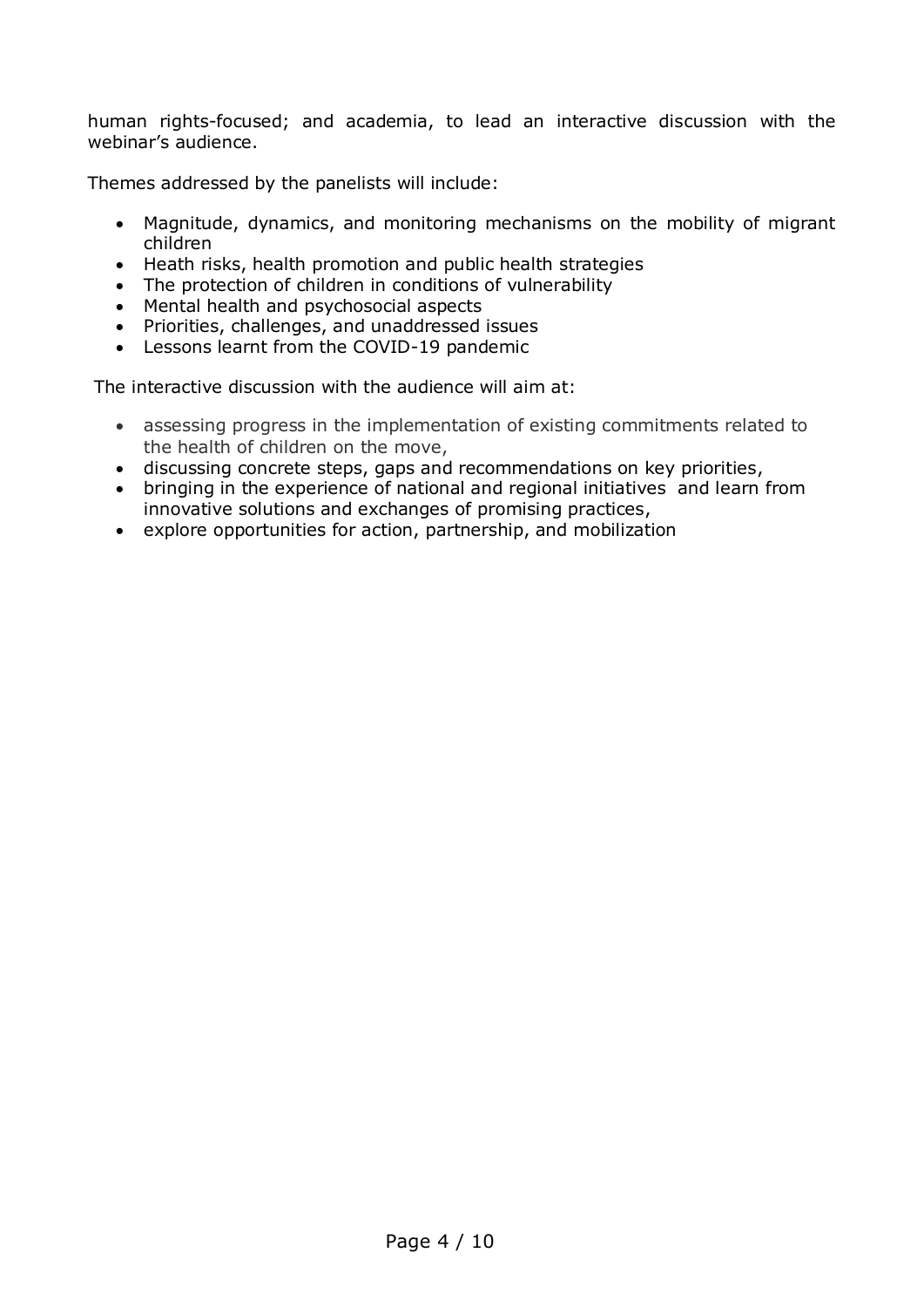human rights-focused; and academia, to lead an interactive discussion with the webinar's audience.

Themes addressed by the panelists will include:

- Magnitude, dynamics, and monitoring mechanisms on the mobility of migrant children
- Heath risks, health promotion and public health strategies
- The protection of children in conditions of vulnerability
- Mental health and psychosocial aspects
- Priorities, challenges, and unaddressed issues
- Lessons learnt from the COVID-19 pandemic

The interactive discussion with the audience will aim at:

- assessing progress in the implementation of existing commitments related to the health of children on the move,
- discussing concrete steps, gaps and recommendations on key priorities,
- bringing in the experience of national and regional initiatives and learn from innovative solutions and exchanges of promising practices,
- explore opportunities for action, partnership, and mobilization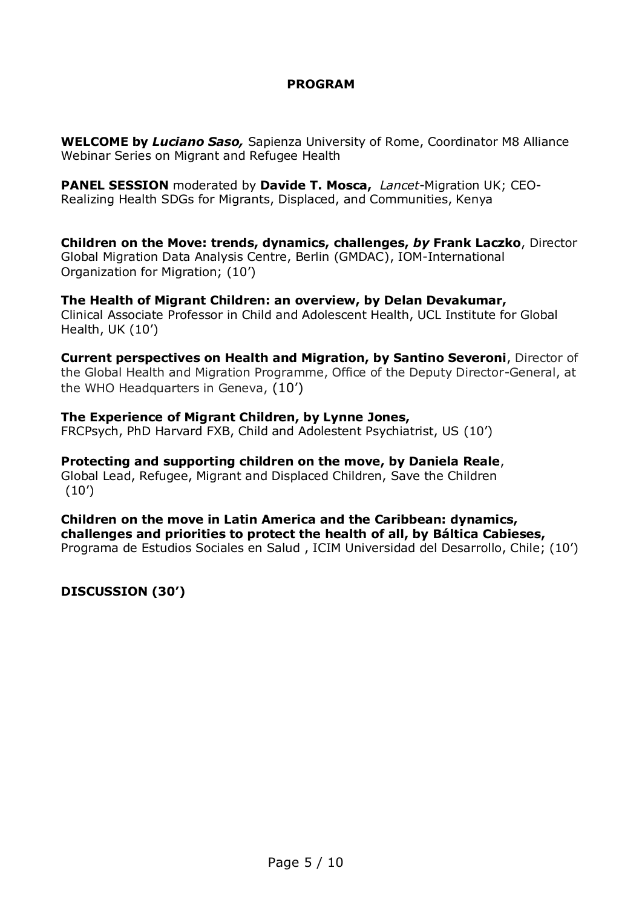# PROGRAM

**WELCOME by *Luciano Saso,*** Sapienza University of Rome, Coordinator M8 Alliance Webinar Series on Migrant and Refugee Health

**PANEL SESSION** moderated by **Davide T. Mosca,** *Lancet*-Migration UK; CEO-Realizing Health SDGs for Migrants, Displaced, and Communities, Kenya

**Children on the Move: trends, dynamics, challenges, *by* Frank Laczko**, Director Global Migration Data Analysis Centre, Berlin (GMDAC), IOM-International Organization for Migration; (10')

**The Health of Migrant Children: an overview, by Delan Devakumar,** Clinical Associate Professor in Child and Adolescent Health, UCL Institute for Global Health, UK (10')

**Current perspectives on Health and Migration, by Santino Severoni**, Director of the Global Health and Migration Programme, Office of the Deputy Director-General, at the WHO Headquarters in Geneva, (10')

**The Experience of Migrant Children, by Lynne Jones,** FRCPsych, PhD Harvard FXB, Child and Adolestent Psychiatrist, US (10')

**Protecting and supporting children on the move, by Daniela Reale**, Global Lead, Refugee, Migrant and Displaced Children, Save the Children (10')

**Children on the move in Latin America and the Caribbean: dynamics, challenges and priorities to protect the health of all, by Báltica Cabieses,** Programa de Estudios Sociales en Salud , ICIM Universidad del Desarrollo, Chile; (10')

**DISCUSSION (30')**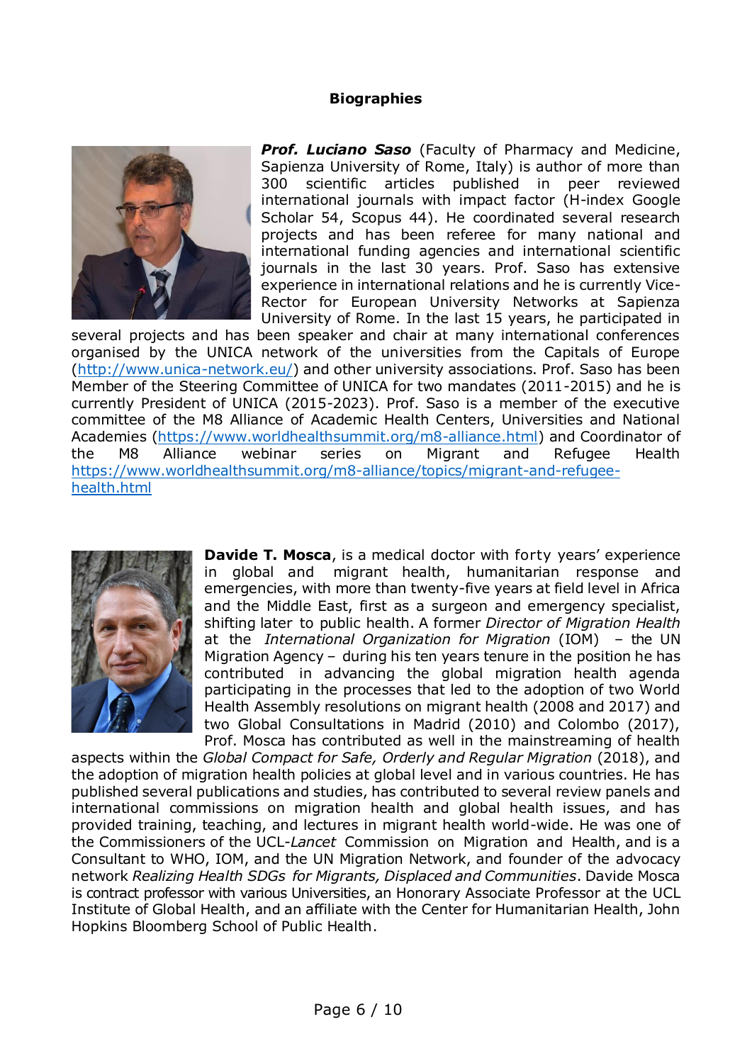## Biographies

***Prof. Luciano Saso*** (Faculty of Pharmacy and Medicine, Sapienza University of Rome, Italy) is author of more than 300 scientific articles published in peer reviewed international journals with impact factor (H-index Google Scholar 54, Scopus 44). He coordinated several research projects and has been referee for many national and international funding agencies and international scientific journals in the last 30 years. Prof. Saso has extensive experience in international relations and he is currently Vice-Rector for European University Networks at Sapienza University of Rome. In the last 15 years, he participated in several projects and has been speaker and chair at many international conferences organised by the UNICA network of the universities from the Capitals of Europe (http://www.unica-network.eu/) and other university associations. Prof. Saso has been Member of the Steering Committee of UNICA for two mandates (2011-2015) and he is currently President of UNICA (2015-2023). Prof. Saso is a member of the executive committee of the M8 Alliance of Academic Health Centers, Universities and National Academies (https://www.worldhealthsummit.org/m8-alliance.html) and Coordinator of the M8 Alliance webinar series on Migrant and Refugee Health https://www.worldhealthsummit.org/m8-alliance/topics/migrant-and-refugee-health.html

**Davide T. Mosca**, is a medical doctor with forty years' experience in global and migrant health, humanitarian response and emergencies, with more than twenty-five years at field level in Africa and the Middle East, first as a surgeon and emergency specialist, shifting later to public health. A former *Director of Migration Health* at the *International Organization for Migration* (IOM) – the UN Migration Agency – during his ten years tenure in the position he has contributed in advancing the global migration health agenda participating in the processes that led to the adoption of two World Health Assembly resolutions on migrant health (2008 and 2017) and two Global Consultations in Madrid (2010) and Colombo (2017), Prof. Mosca has contributed as well in the mainstreaming of health aspects within the *Global Compact for Safe, Orderly and Regular Migration* (2018), and the adoption of migration health policies at global level and in various countries. He has published several publications and studies, has contributed to several review panels and international commissions on migration health and global health issues, and has provided training, teaching, and lectures in migrant health world-wide. He was one of the Commissioners of the UCL-*Lancet* Commission on Migration and Health, and is a Consultant to WHO, IOM, and the UN Migration Network, and founder of the advocacy network *Realizing Health SDGs for Migrants, Displaced and Communities*. Davide Mosca is contract professor with various Universities, an Honorary Associate Professor at the UCL Institute of Global Health, and an affiliate with the Center for Humanitarian Health, John Hopkins Bloomberg School of Public Health.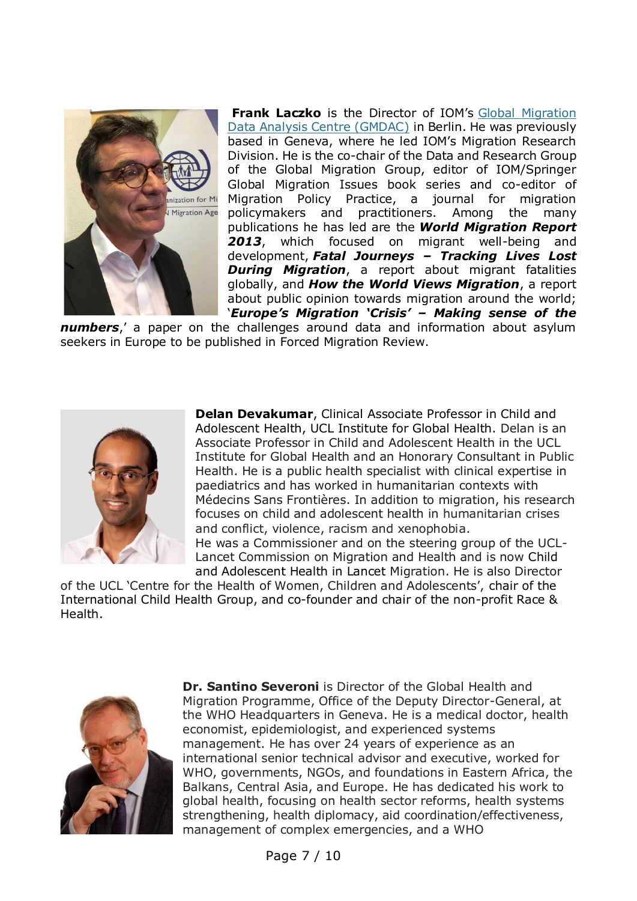**Frank Laczko** is the Director of IOM's Global Migration Data Analysis Centre (GMDAC) in Berlin. He was previously based in Geneva, where he led IOM's Migration Research Division. He is the co-chair of the Data and Research Group of the Global Migration Group, editor of IOM/Springer Global Migration Issues book series and co-editor of Migration Policy Practice, a journal for migration policymakers and practitioners. Among the many publications he has led are the ***World Migration Report 2013***, which focused on migrant well-being and development, ***Fatal Journeys – Tracking Lives Lost During Migration***, a report about migrant fatalities globally, and ***How the World Views Migration***, a report about public opinion towards migration around the world; '***Europe's Migration 'Crisis' – Making sense of the numbers***,' a paper on the challenges around data and information about asylum seekers in Europe to be published in Forced Migration Review.

**Delan Devakumar**, Clinical Associate Professor in Child and Adolescent Health, UCL Institute for Global Health. Delan is an Associate Professor in Child and Adolescent Health in the UCL Institute for Global Health and an Honorary Consultant in Public Health. He is a public health specialist with clinical expertise in paediatrics and has worked in humanitarian contexts with Médecins Sans Frontières. In addition to migration, his research focuses on child and adolescent health in humanitarian crises and conflict, violence, racism and xenophobia.
He was a Commissioner and on the steering group of the UCL-Lancet Commission on Migration and Health and is now Child and Adolescent Health in Lancet Migration. He is also Director of the UCL 'Centre for the Health of Women, Children and Adolescents', chair of the International Child Health Group, and co-founder and chair of the non-profit Race & Health.

**Dr. Santino Severoni** is Director of the Global Health and Migration Programme, Office of the Deputy Director-General, at the WHO Headquarters in Geneva. He is a medical doctor, health economist, epidemiologist, and experienced systems management. He has over 24 years of experience as an international senior technical advisor and executive, worked for WHO, governments, NGOs, and foundations in Eastern Africa, the Balkans, Central Asia, and Europe. He has dedicated his work to global health, focusing on health sector reforms, health systems strengthening, health diplomacy, aid coordination/effectiveness, management of complex emergencies, and a WHO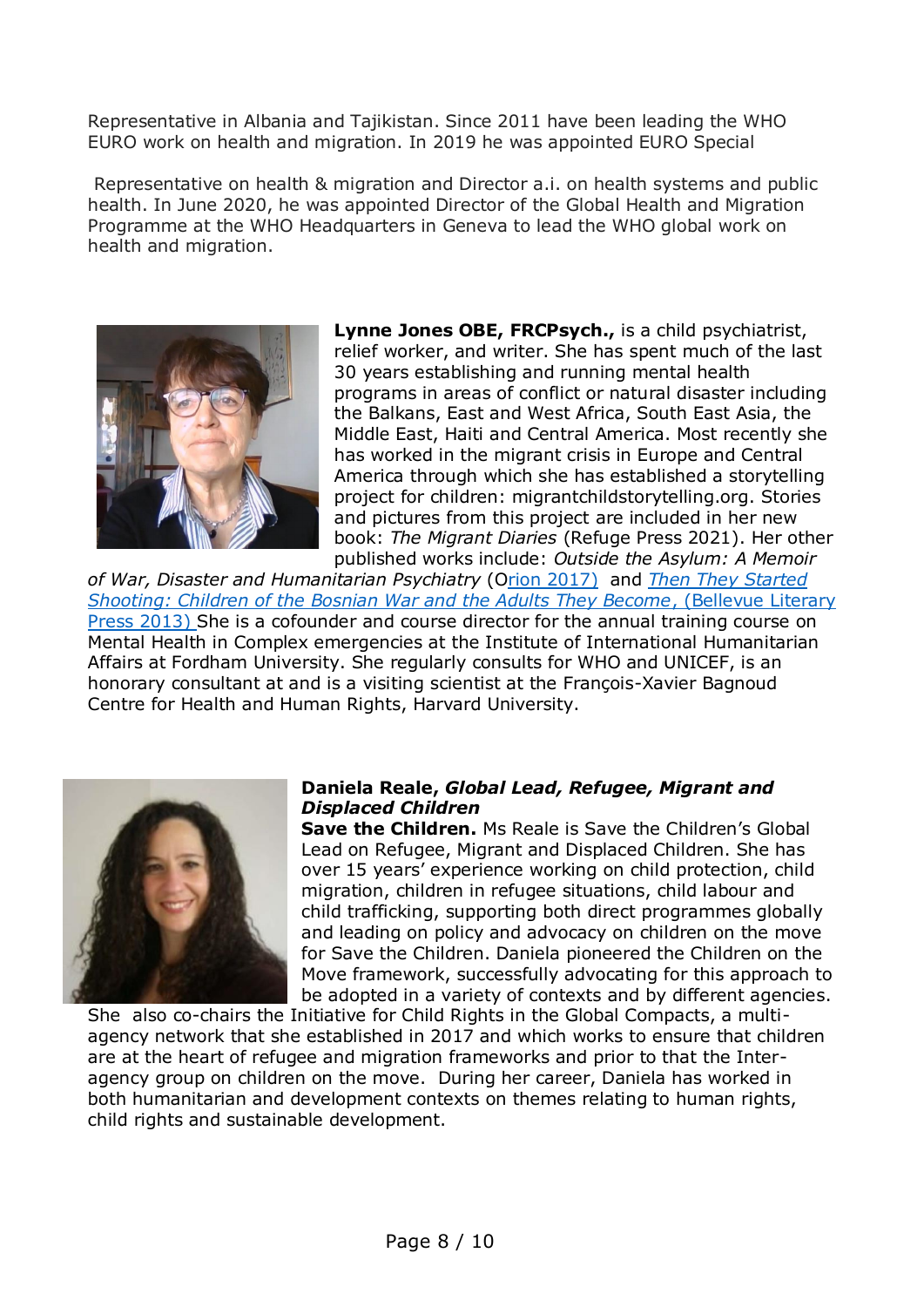Representative in Albania and Tajikistan. Since 2011 have been leading the WHO EURO work on health and migration. In 2019 he was appointed EURO Special

Representative on health & migration and Director a.i. on health systems and public health. In June 2020, he was appointed Director of the Global Health and Migration Programme at the WHO Headquarters in Geneva to lead the WHO global work on health and migration.

**Lynne Jones OBE, FRCPsych.,** is a child psychiatrist, relief worker, and writer. She has spent much of the last 30 years establishing and running mental health programs in areas of conflict or natural disaster including the Balkans, East and West Africa, South East Asia, the Middle East, Haiti and Central America. Most recently she has worked in the migrant crisis in Europe and Central America through which she has established a storytelling project for children: migrantchildstorytelling.org. Stories and pictures from this project are included in her new book: *The Migrant Diaries* (Refuge Press 2021). Her other published works include: *Outside the Asylum: A Memoir of War, Disaster and Humanitarian Psychiatry* (Orion 2017) and *Then They Started Shooting: Children of the Bosnian War and the Adults They Become*, (Bellevue Literary Press 2013) She is a cofounder and course director for the annual training course on Mental Health in Complex emergencies at the Institute of International Humanitarian Affairs at Fordham University. She regularly consults for WHO and UNICEF, is an honorary consultant at and is a visiting scientist at the François-Xavier Bagnoud Centre for Health and Human Rights, Harvard University.

**Daniela Reale, *Global Lead, Refugee, Migrant and Displaced Children***
**Save the Children.** Ms Reale is Save the Children's Global Lead on Refugee, Migrant and Displaced Children. She has over 15 years' experience working on child protection, child migration, children in refugee situations, child labour and child trafficking, supporting both direct programmes globally and leading on policy and advocacy on children on the move for Save the Children. Daniela pioneered the Children on the Move framework, successfully advocating for this approach to be adopted in a variety of contexts and by different agencies. She also co-chairs the Initiative for Child Rights in the Global Compacts, a multi-agency network that she established in 2017 and which works to ensure that children are at the heart of refugee and migration frameworks and prior to that the Inter-agency group on children on the move. During her career, Daniela has worked in both humanitarian and development contexts on themes relating to human rights, child rights and sustainable development.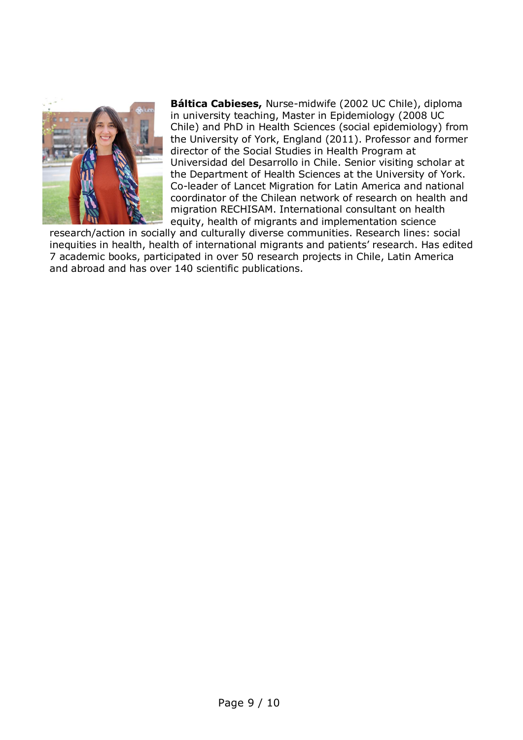**Báltica Cabieses,** Nurse-midwife (2002 UC Chile), diploma in university teaching, Master in Epidemiology (2008 UC Chile) and PhD in Health Sciences (social epidemiology) from the University of York, England (2011). Professor and former director of the Social Studies in Health Program at Universidad del Desarrollo in Chile. Senior visiting scholar at the Department of Health Sciences at the University of York. Co-leader of Lancet Migration for Latin America and national coordinator of the Chilean network of research on health and migration RECHISAM. International consultant on health equity, health of migrants and implementation science research/action in socially and culturally diverse communities. Research lines: social inequities in health, health of international migrants and patients' research. Has edited 7 academic books, participated in over 50 research projects in Chile, Latin America and abroad and has over 140 scientific publications.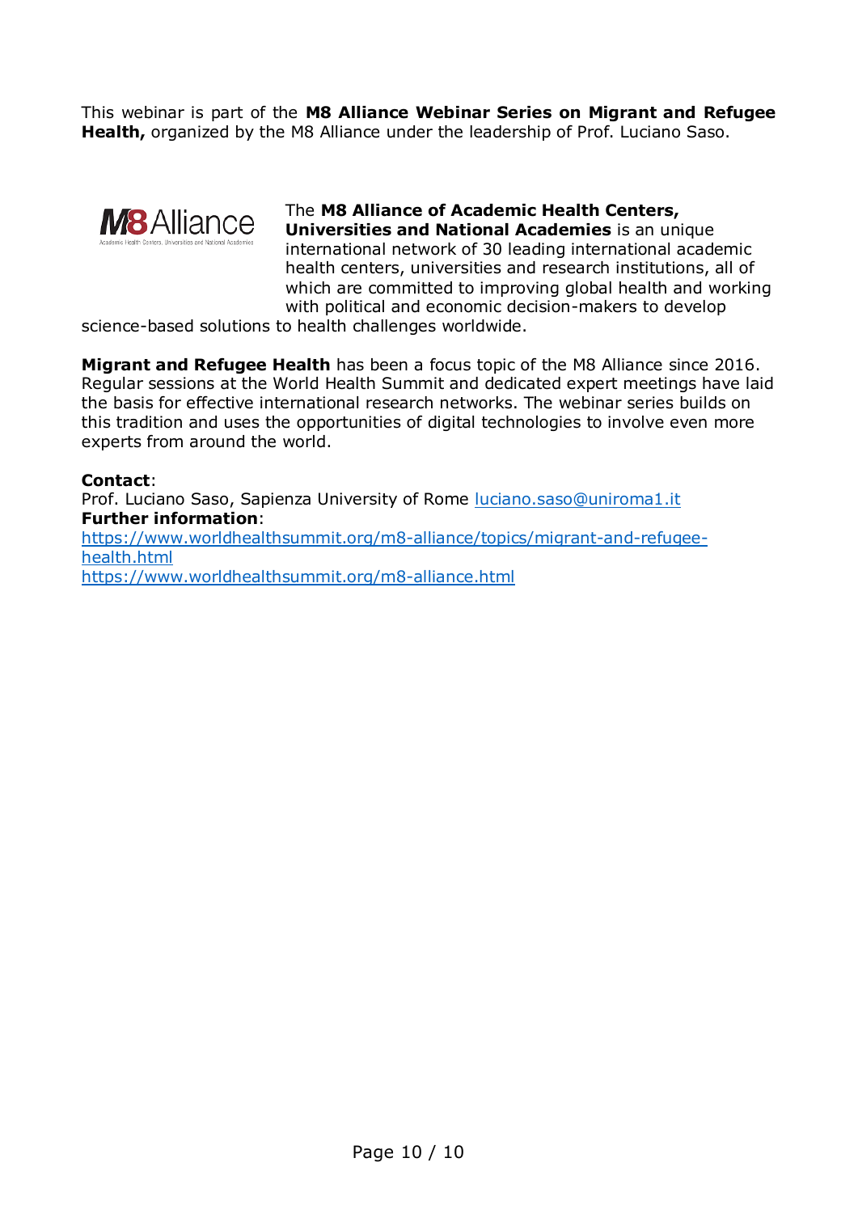This webinar is part of the **M8 Alliance Webinar Series on Migrant and Refugee Health,** organized by the M8 Alliance under the leadership of Prof. Luciano Saso.

The **M8 Alliance of Academic Health Centers, Universities and National Academies** is an unique international network of 30 leading international academic health centers, universities and research institutions, all of which are committed to improving global health and working with political and economic decision-makers to develop science-based solutions to health challenges worldwide.

**Migrant and Refugee Health** has been a focus topic of the M8 Alliance since 2016. Regular sessions at the World Health Summit and dedicated expert meetings have laid the basis for effective international research networks. The webinar series builds on this tradition and uses the opportunities of digital technologies to involve even more experts from around the world.

**Contact**:
Prof. Luciano Saso, Sapienza University of Rome luciano.saso@uniroma1.it
**Further information**:
https://www.worldhealthsummit.org/m8-alliance/topics/migrant-and-refugee-health.html
https://www.worldhealthsummit.org/m8-alliance.html